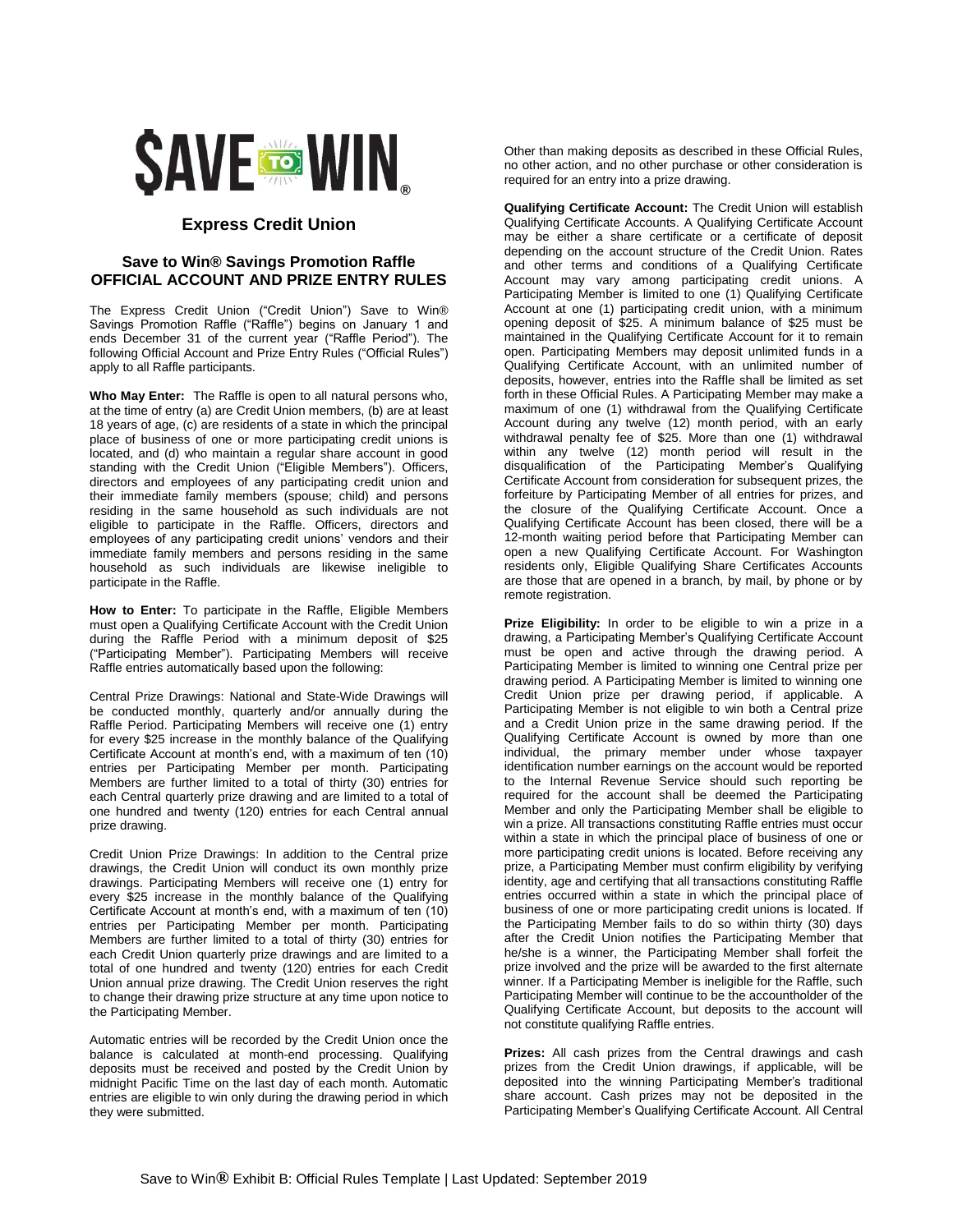# $AVE TO WIN®

## Express Credit Union

### Save to Win® Savings Promotion Raffle
### OFFICIAL ACCOUNT AND PRIZE ENTRY RULES

The Express Credit Union ("Credit Union") Save to Win® Savings Promotion Raffle ("Raffle") begins on January 1 and ends December 31 of the current year ("Raffle Period"). The following Official Account and Prize Entry Rules ("Official Rules") apply to all Raffle participants.

**Who May Enter:** The Raffle is open to all natural persons who, at the time of entry (a) are Credit Union members, (b) are at least 18 years of age, (c) are residents of a state in which the principal place of business of one or more participating credit unions is located, and (d) who maintain a regular share account in good standing with the Credit Union ("Eligible Members"). Officers, directors and employees of any participating credit union and their immediate family members (spouse; child) and persons residing in the same household as such individuals are not eligible to participate in the Raffle. Officers, directors and employees of any participating credit unions' vendors and their immediate family members and persons residing in the same household as such individuals are likewise ineligible to participate in the Raffle.

**How to Enter:** To participate in the Raffle, Eligible Members must open a Qualifying Certificate Account with the Credit Union during the Raffle Period with a minimum deposit of $25 ("Participating Member"). Participating Members will receive Raffle entries automatically based upon the following:

Central Prize Drawings: National and State-Wide Drawings will be conducted monthly, quarterly and/or annually during the Raffle Period. Participating Members will receive one (1) entry for every $25 increase in the monthly balance of the Qualifying Certificate Account at month's end, with a maximum of ten (10) entries per Participating Member per month. Participating Members are further limited to a total of thirty (30) entries for each Central quarterly prize drawing and are limited to a total of one hundred and twenty (120) entries for each Central annual prize drawing.

Credit Union Prize Drawings: In addition to the Central prize drawings, the Credit Union will conduct its own monthly prize drawings. Participating Members will receive one (1) entry for every $25 increase in the monthly balance of the Qualifying Certificate Account at month's end, with a maximum of ten (10) entries per Participating Member per month. Participating Members are further limited to a total of thirty (30) entries for each Credit Union quarterly prize drawings and are limited to a total of one hundred and twenty (120) entries for each Credit Union annual prize drawing. The Credit Union reserves the right to change their drawing prize structure at any time upon notice to the Participating Member.

Automatic entries will be recorded by the Credit Union once the balance is calculated at month-end processing. Qualifying deposits must be received and posted by the Credit Union by midnight Pacific Time on the last day of each month. Automatic entries are eligible to win only during the drawing period in which they were submitted.

Other than making deposits as described in these Official Rules, no other action, and no other purchase or other consideration is required for an entry into a prize drawing.

**Qualifying Certificate Account:** The Credit Union will establish Qualifying Certificate Accounts. A Qualifying Certificate Account may be either a share certificate or a certificate of deposit depending on the account structure of the Credit Union. Rates and other terms and conditions of a Qualifying Certificate Account may vary among participating credit unions. A Participating Member is limited to one (1) Qualifying Certificate Account at one (1) participating credit union, with a minimum opening deposit of $25. A minimum balance of $25 must be maintained in the Qualifying Certificate Account for it to remain open. Participating Members may deposit unlimited funds in a Qualifying Certificate Account, with an unlimited number of deposits, however, entries into the Raffle shall be limited as set forth in these Official Rules. A Participating Member may make a maximum of one (1) withdrawal from the Qualifying Certificate Account during any twelve (12) month period, with an early withdrawal penalty fee of $25. More than one (1) withdrawal within any twelve (12) month period will result in the disqualification of the Participating Member's Qualifying Certificate Account from consideration for subsequent prizes, the forfeiture by Participating Member of all entries for prizes, and the closure of the Qualifying Certificate Account. Once a Qualifying Certificate Account has been closed, there will be a 12-month waiting period before that Participating Member can open a new Qualifying Certificate Account. For Washington residents only, Eligible Qualifying Share Certificates Accounts are those that are opened in a branch, by mail, by phone or by remote registration.

**Prize Eligibility:** In order to be eligible to win a prize in a drawing, a Participating Member's Qualifying Certificate Account must be open and active through the drawing period. A Participating Member is limited to winning one Central prize per drawing period. A Participating Member is limited to winning one Credit Union prize per drawing period, if applicable. A Participating Member is not eligible to win both a Central prize and a Credit Union prize in the same drawing period. If the Qualifying Certificate Account is owned by more than one individual, the primary member under whose taxpayer identification number earnings on the account would be reported to the Internal Revenue Service should such reporting be required for the account shall be deemed the Participating Member and only the Participating Member shall be eligible to win a prize. All transactions constituting Raffle entries must occur within a state in which the principal place of business of one or more participating credit unions is located. Before receiving any prize, a Participating Member must confirm eligibility by verifying identity, age and certifying that all transactions constituting Raffle entries occurred within a state in which the principal place of business of one or more participating credit unions is located. If the Participating Member fails to do so within thirty (30) days after the Credit Union notifies the Participating Member that he/she is a winner, the Participating Member shall forfeit the prize involved and the prize will be awarded to the first alternate winner. If a Participating Member is ineligible for the Raffle, such Participating Member will continue to be the accountholder of the Qualifying Certificate Account, but deposits to the account will not constitute qualifying Raffle entries.

**Prizes:** All cash prizes from the Central drawings and cash prizes from the Credit Union drawings, if applicable, will be deposited into the winning Participating Member's traditional share account. Cash prizes may not be deposited in the Participating Member's Qualifying Certificate Account. All Central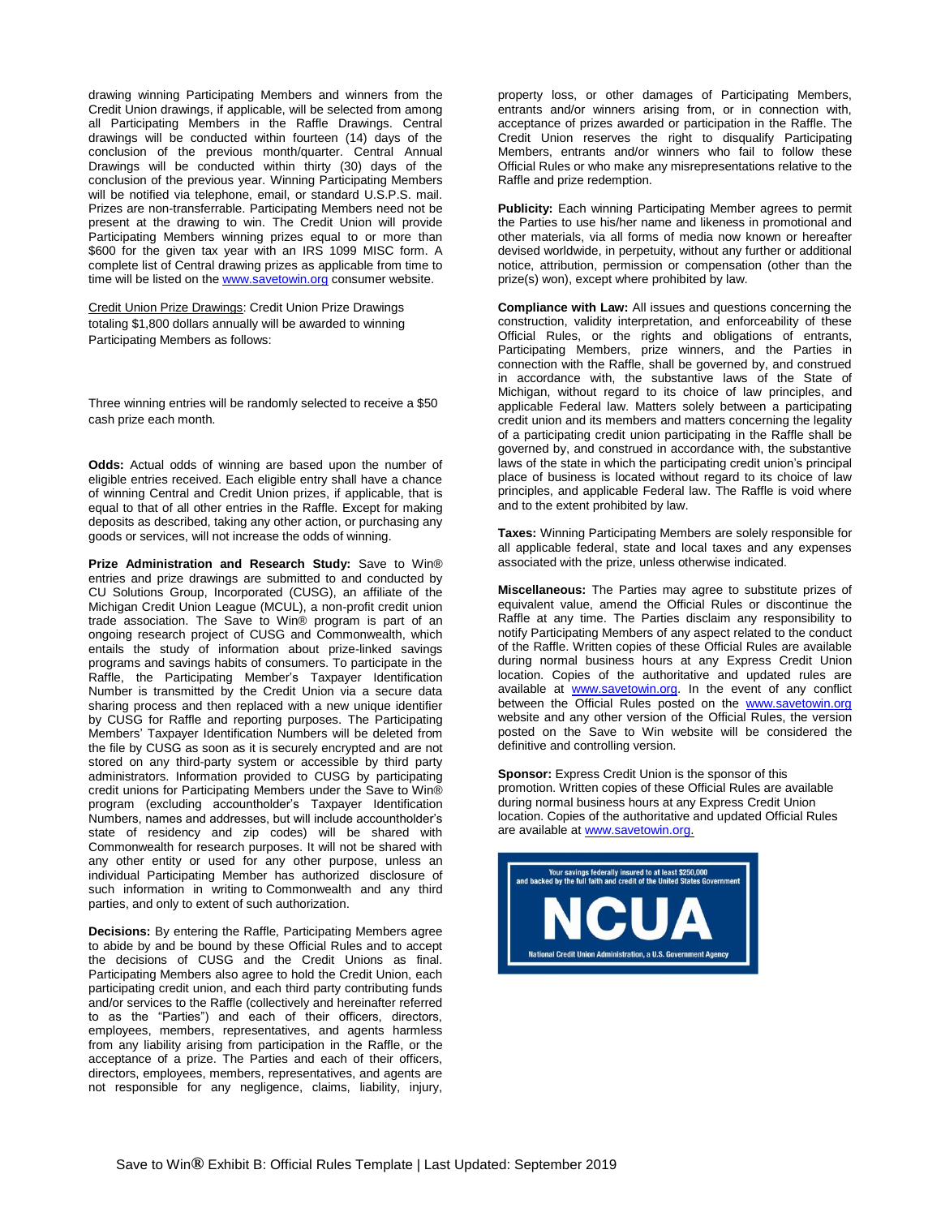drawing winning Participating Members and winners from the Credit Union drawings, if applicable, will be selected from among all Participating Members in the Raffle Drawings. Central drawings will be conducted within fourteen (14) days of the conclusion of the previous month/quarter. Central Annual Drawings will be conducted within thirty (30) days of the conclusion of the previous year. Winning Participating Members will be notified via telephone, email, or standard U.S.P.S. mail. Prizes are non-transferrable. Participating Members need not be present at the drawing to win. The Credit Union will provide Participating Members winning prizes equal to or more than $600 for the given tax year with an IRS 1099 MISC form. A complete list of Central drawing prizes as applicable from time to time will be listed on the www.savetowin.org consumer website.

Credit Union Prize Drawings: Credit Union Prize Drawings totaling $1,800 dollars annually will be awarded to winning Participating Members as follows:

Three winning entries will be randomly selected to receive a $50 cash prize each month.

**Odds:** Actual odds of winning are based upon the number of eligible entries received. Each eligible entry shall have a chance of winning Central and Credit Union prizes, if applicable, that is equal to that of all other entries in the Raffle. Except for making deposits as described, taking any other action, or purchasing any goods or services, will not increase the odds of winning.

**Prize Administration and Research Study:** Save to Win® entries and prize drawings are submitted to and conducted by CU Solutions Group, Incorporated (CUSG), an affiliate of the Michigan Credit Union League (MCUL), a non-profit credit union trade association. The Save to Win® program is part of an ongoing research project of CUSG and Commonwealth, which entails the study of information about prize-linked savings programs and savings habits of consumers. To participate in the Raffle, the Participating Member's Taxpayer Identification Number is transmitted by the Credit Union via a secure data sharing process and then replaced with a new unique identifier by CUSG for Raffle and reporting purposes. The Participating Members' Taxpayer Identification Numbers will be deleted from the file by CUSG as soon as it is securely encrypted and are not stored on any third-party system or accessible by third party administrators. Information provided to CUSG by participating credit unions for Participating Members under the Save to Win® program (excluding accountholder's Taxpayer Identification Numbers, names and addresses, but will include accountholder's state of residency and zip codes) will be shared with Commonwealth for research purposes. It will not be shared with any other entity or used for any other purpose, unless an individual Participating Member has authorized disclosure of such information in writing to Commonwealth and any third parties, and only to extent of such authorization.

**Decisions:** By entering the Raffle, Participating Members agree to abide by and be bound by these Official Rules and to accept the decisions of CUSG and the Credit Unions as final. Participating Members also agree to hold the Credit Union, each participating credit union, and each third party contributing funds and/or services to the Raffle (collectively and hereinafter referred to as the "Parties") and each of their officers, directors, employees, members, representatives, and agents harmless from any liability arising from participation in the Raffle, or the acceptance of a prize. The Parties and each of their officers, directors, employees, members, representatives, and agents are not responsible for any negligence, claims, liability, injury, property loss, or other damages of Participating Members, entrants and/or winners arising from, or in connection with, acceptance of prizes awarded or participation in the Raffle. The Credit Union reserves the right to disqualify Participating Members, entrants and/or winners who fail to follow these Official Rules or who make any misrepresentations relative to the Raffle and prize redemption.

**Publicity:** Each winning Participating Member agrees to permit the Parties to use his/her name and likeness in promotional and other materials, via all forms of media now known or hereafter devised worldwide, in perpetuity, without any further or additional notice, attribution, permission or compensation (other than the prize(s) won), except where prohibited by law.

**Compliance with Law:** All issues and questions concerning the construction, validity interpretation, and enforceability of these Official Rules, or the rights and obligations of entrants, Participating Members, prize winners, and the Parties in connection with the Raffle, shall be governed by, and construed in accordance with, the substantive laws of the State of Michigan, without regard to its choice of law principles, and applicable Federal law. Matters solely between a participating credit union and its members and matters concerning the legality of a participating credit union participating in the Raffle shall be governed by, and construed in accordance with, the substantive laws of the state in which the participating credit union's principal place of business is located without regard to its choice of law principles, and applicable Federal law. The Raffle is void where and to the extent prohibited by law.

**Taxes:** Winning Participating Members are solely responsible for all applicable federal, state and local taxes and any expenses associated with the prize, unless otherwise indicated.

**Miscellaneous:** The Parties may agree to substitute prizes of equivalent value, amend the Official Rules or discontinue the Raffle at any time. The Parties disclaim any responsibility to notify Participating Members of any aspect related to the conduct of the Raffle. Written copies of these Official Rules are available during normal business hours at any Express Credit Union location. Copies of the authoritative and updated rules are available at www.savetowin.org. In the event of any conflict between the Official Rules posted on the www.savetowin.org website and any other version of the Official Rules, the version posted on the Save to Win website will be considered the definitive and controlling version.

**Sponsor:** Express Credit Union is the sponsor of this promotion. Written copies of these Official Rules are available during normal business hours at any Express Credit Union location. Copies of the authoritative and updated Official Rules are available at www.savetowin.org.

Your savings federally insured to at least $250,000
and backed by the full faith and credit of the United States Government

NCUA

National Credit Union Administration, a U.S. Government Agency